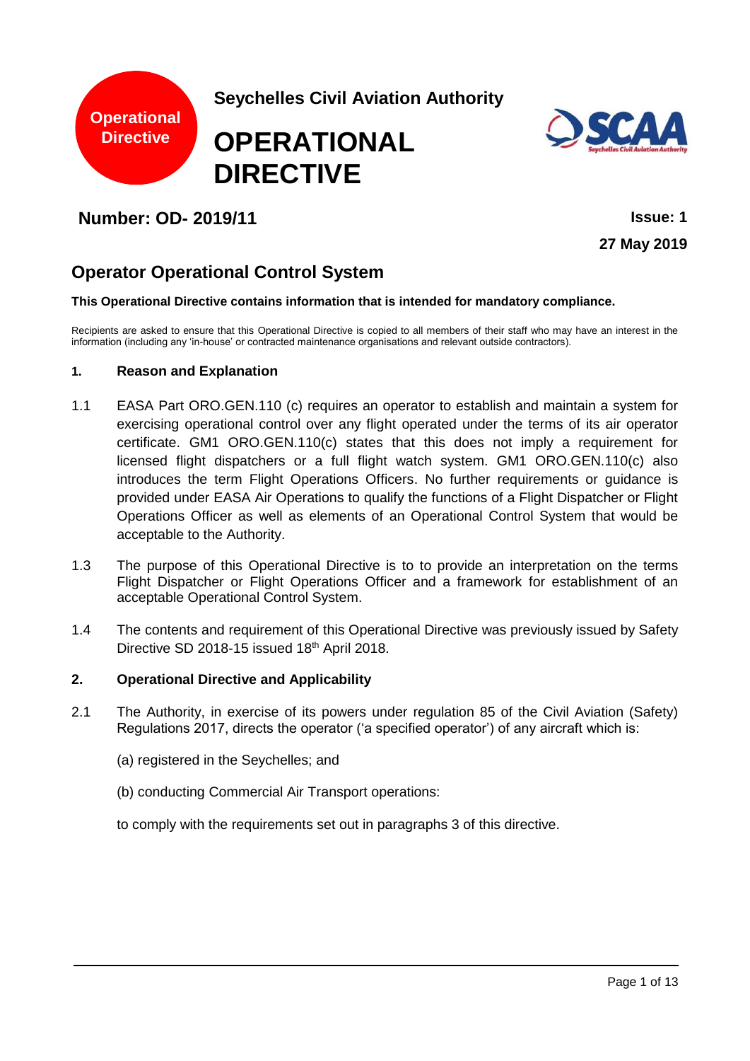Operational Directive

Seychelles Civil Aviation Authority

# OPERATIONAL DIRECTIVE

**Number: OD- 2019/11**

**Issue: 1**

**27 May 2019**

## Operator Operational Control System

**This Operational Directive contains information that is intended for mandatory compliance.**

Recipients are asked to ensure that this Operational Directive is copied to all members of their staff who may have an interest in the information (including any 'in-house' or contracted maintenance organisations and relevant outside contractors).

### 1. Reason and Explanation

1.1 EASA Part ORO.GEN.110 (c) requires an operator to establish and maintain a system for exercising operational control over any flight operated under the terms of its air operator certificate. GM1 ORO.GEN.110(c) states that this does not imply a requirement for licensed flight dispatchers or a full flight watch system. GM1 ORO.GEN.110(c) also introduces the term Flight Operations Officers. No further requirements or guidance is provided under EASA Air Operations to qualify the functions of a Flight Dispatcher or Flight Operations Officer as well as elements of an Operational Control System that would be acceptable to the Authority.

1.3 The purpose of this Operational Directive is to to provide an interpretation on the terms Flight Dispatcher or Flight Operations Officer and a framework for establishment of an acceptable Operational Control System.

1.4 The contents and requirement of this Operational Directive was previously issued by Safety Directive SD 2018-15 issued 18th April 2018.

### 2. Operational Directive and Applicability

2.1 The Authority, in exercise of its powers under regulation 85 of the Civil Aviation (Safety) Regulations 2017, directs the operator ('a specified operator') of any aircraft which is:

(a) registered in the Seychelles; and

(b) conducting Commercial Air Transport operations:

to comply with the requirements set out in paragraphs 3 of this directive.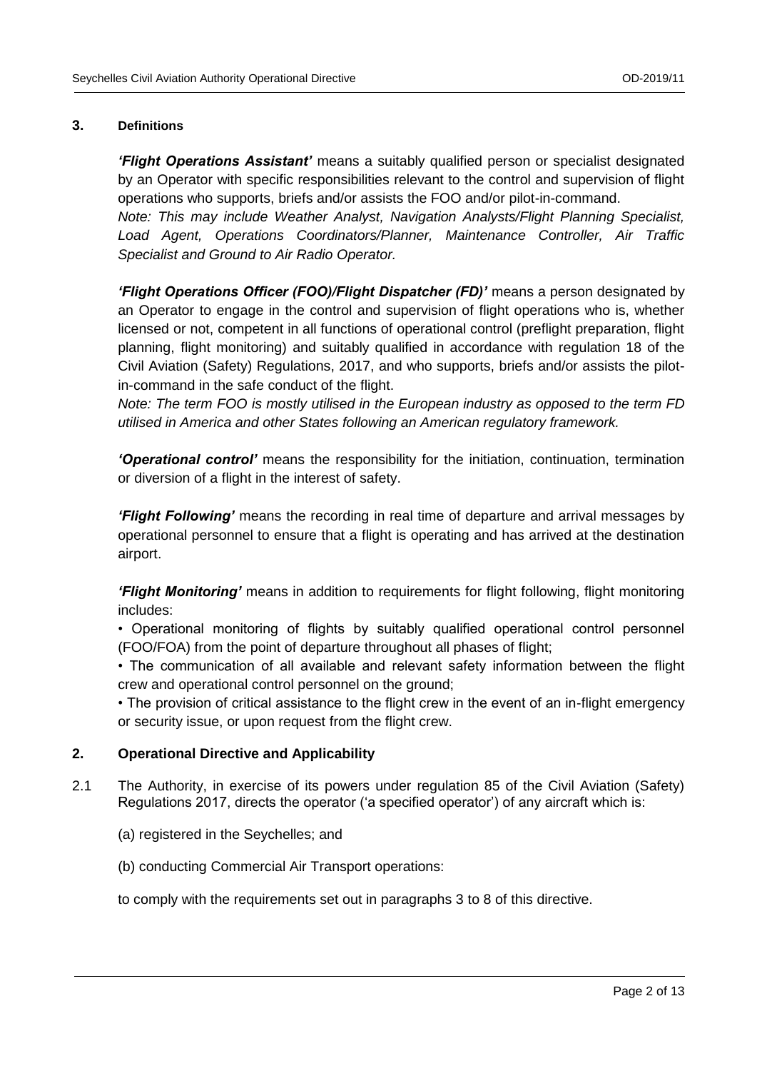## 3. Definitions

***'Flight Operations Assistant'*** means a suitably qualified person or specialist designated by an Operator with specific responsibilities relevant to the control and supervision of flight operations who supports, briefs and/or assists the FOO and/or pilot-in-command.

*Note: This may include Weather Analyst, Navigation Analysts/Flight Planning Specialist, Load Agent, Operations Coordinators/Planner, Maintenance Controller, Air Traffic Specialist and Ground to Air Radio Operator.*

***'Flight Operations Officer (FOO)/Flight Dispatcher (FD)'*** means a person designated by an Operator to engage in the control and supervision of flight operations who is, whether licensed or not, competent in all functions of operational control (preflight preparation, flight planning, flight monitoring) and suitably qualified in accordance with regulation 18 of the Civil Aviation (Safety) Regulations, 2017, and who supports, briefs and/or assists the pilot-in-command in the safe conduct of the flight.

*Note: The term FOO is mostly utilised in the European industry as opposed to the term FD utilised in America and other States following an American regulatory framework.*

***'Operational control'*** means the responsibility for the initiation, continuation, termination or diversion of a flight in the interest of safety.

***'Flight Following'*** means the recording in real time of departure and arrival messages by operational personnel to ensure that a flight is operating and has arrived at the destination airport.

***'Flight Monitoring'*** means in addition to requirements for flight following, flight monitoring includes:

- Operational monitoring of flights by suitably qualified operational control personnel (FOO/FOA) from the point of departure throughout all phases of flight;
- The communication of all available and relevant safety information between the flight crew and operational control personnel on the ground;
- The provision of critical assistance to the flight crew in the event of an in-flight emergency or security issue, or upon request from the flight crew.

## 2. Operational Directive and Applicability

2.1 The Authority, in exercise of its powers under regulation 85 of the Civil Aviation (Safety) Regulations 2017, directs the operator ('a specified operator') of any aircraft which is:

(a) registered in the Seychelles; and

(b) conducting Commercial Air Transport operations:

to comply with the requirements set out in paragraphs 3 to 8 of this directive.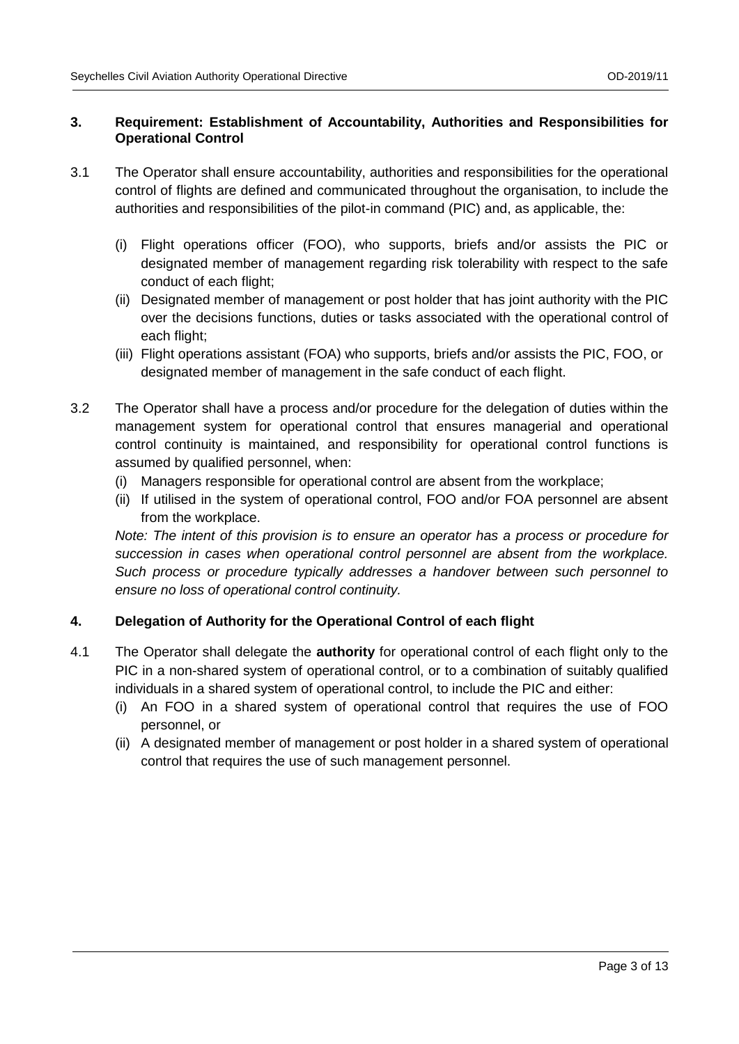## 3. Requirement: Establishment of Accountability, Authorities and Responsibilities for Operational Control

3.1 The Operator shall ensure accountability, authorities and responsibilities for the operational control of flights are defined and communicated throughout the organisation, to include the authorities and responsibilities of the pilot-in command (PIC) and, as applicable, the:

(i) Flight operations officer (FOO), who supports, briefs and/or assists the PIC or designated member of management regarding risk tolerability with respect to the safe conduct of each flight;

(ii) Designated member of management or post holder that has joint authority with the PIC over the decisions functions, duties or tasks associated with the operational control of each flight;

(iii) Flight operations assistant (FOA) who supports, briefs and/or assists the PIC, FOO, or designated member of management in the safe conduct of each flight.

3.2 The Operator shall have a process and/or procedure for the delegation of duties within the management system for operational control that ensures managerial and operational control continuity is maintained, and responsibility for operational control functions is assumed by qualified personnel, when:

(i) Managers responsible for operational control are absent from the workplace;

(ii) If utilised in the system of operational control, FOO and/or FOA personnel are absent from the workplace.

*Note: The intent of this provision is to ensure an operator has a process or procedure for succession in cases when operational control personnel are absent from the workplace. Such process or procedure typically addresses a handover between such personnel to ensure no loss of operational control continuity.*

## 4. Delegation of Authority for the Operational Control of each flight

4.1 The Operator shall delegate the **authority** for operational control of each flight only to the PIC in a non-shared system of operational control, or to a combination of suitably qualified individuals in a shared system of operational control, to include the PIC and either:

(i) An FOO in a shared system of operational control that requires the use of FOO personnel, or

(ii) A designated member of management or post holder in a shared system of operational control that requires the use of such management personnel.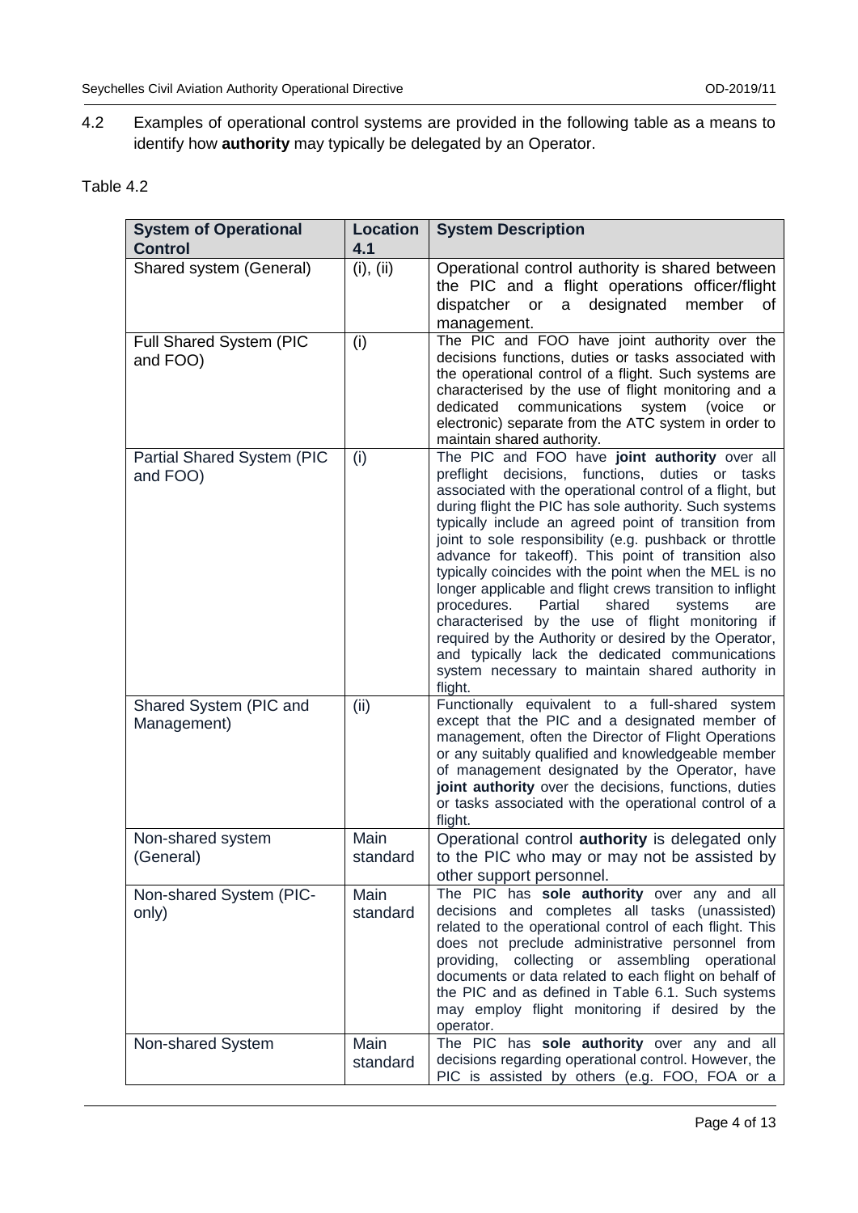4.2 Examples of operational control systems are provided in the following table as a means to identify how **authority** may typically be delegated by an Operator.

Table 4.2

| System of Operational Control | Location 4.1 | System Description |
|---|---|---|
| Shared system (General) | (i), (ii) | Operational control authority is shared between the PIC and a flight operations officer/flight dispatcher or a designated member of management. |
| Full Shared System (PIC and FOO) | (i) | The PIC and FOO have joint authority over the decisions functions, duties or tasks associated with the operational control of a flight. Such systems are characterised by the use of flight monitoring and a dedicated communications system (voice or electronic) separate from the ATC system in order to maintain shared authority. |
| Partial Shared System (PIC and FOO) | (i) | The PIC and FOO have **joint authority** over all preflight decisions, functions, duties or tasks associated with the operational control of a flight, but during flight the PIC has sole authority. Such systems typically include an agreed point of transition from joint to sole responsibility (e.g. pushback or throttle advance for takeoff). This point of transition also typically coincides with the point when the MEL is no longer applicable and flight crews transition to inflight procedures. Partial shared systems are characterised by the use of flight monitoring if required by the Authority or desired by the Operator, and typically lack the dedicated communications system necessary to maintain shared authority in flight. |
| Shared System (PIC and Management) | (ii) | Functionally equivalent to a full-shared system except that the PIC and a designated member of management, often the Director of Flight Operations or any suitably qualified and knowledgeable member of management designated by the Operator, have **joint authority** over the decisions, functions, duties or tasks associated with the operational control of a flight. |
| Non-shared system (General) | Main standard | Operational control **authority** is delegated only to the PIC who may or may not be assisted by other support personnel. |
| Non-shared System (PIC-only) | Main standard | The PIC has **sole authority** over any and all decisions and completes all tasks (unassisted) related to the operational control of each flight. This does not preclude administrative personnel from providing, collecting or assembling operational documents or data related to each flight on behalf of the PIC and as defined in Table 6.1. Such systems may employ flight monitoring if desired by the operator. |
| Non-shared System | Main standard | The PIC has **sole authority** over any and all decisions regarding operational control. However, the PIC is assisted by others (e.g. FOO, FOA or a |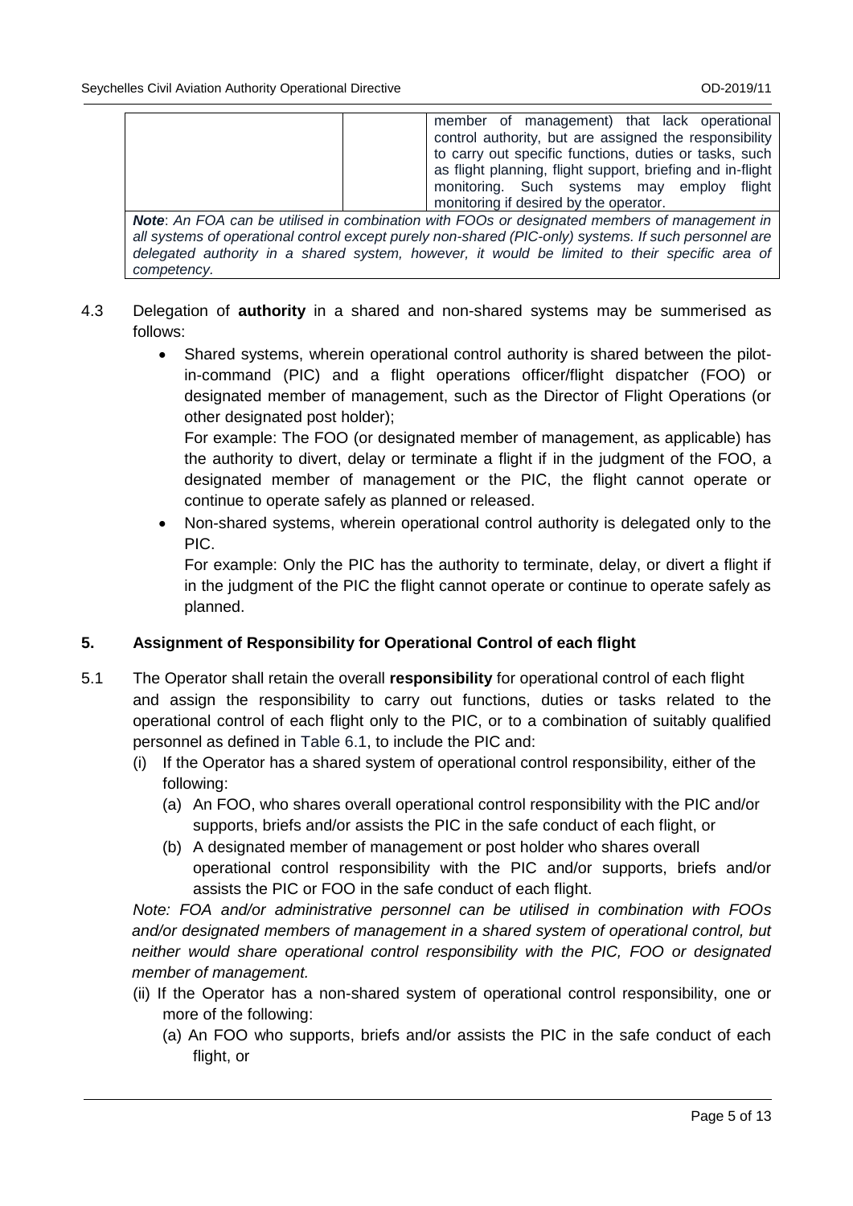| | | member of management) that lack operational control authority, but are assigned the responsibility to carry out specific functions, duties or tasks, such as flight planning, flight support, briefing and in-flight monitoring. Such systems may employ flight monitoring if desired by the operator. |
|---|---|---|
| ***Note**: An FOA can be utilised in combination with FOOs or designated members of management in all systems of operational control except purely non-shared (PIC-only) systems. If such personnel are delegated authority in a shared system, however, it would be limited to their specific area of competency.* | | |

4.3 Delegation of **authority** in a shared and non-shared systems may be summerised as follows:

- Shared systems, wherein operational control authority is shared between the pilot-in-command (PIC) and a flight operations officer/flight dispatcher (FOO) or designated member of management, such as the Director of Flight Operations (or other designated post holder);

  For example: The FOO (or designated member of management, as applicable) has the authority to divert, delay or terminate a flight if in the judgment of the FOO, a designated member of management or the PIC, the flight cannot operate or continue to operate safely as planned or released.

- Non-shared systems, wherein operational control authority is delegated only to the PIC.

  For example: Only the PIC has the authority to terminate, delay, or divert a flight if in the judgment of the PIC the flight cannot operate or continue to operate safely as planned.

## 5. Assignment of Responsibility for Operational Control of each flight

5.1 The Operator shall retain the overall **responsibility** for operational control of each flight and assign the responsibility to carry out functions, duties or tasks related to the operational control of each flight only to the PIC, or to a combination of suitably qualified personnel as defined in Table 6.1, to include the PIC and:

(i) If the Operator has a shared system of operational control responsibility, either of the following:

  (a) An FOO, who shares overall operational control responsibility with the PIC and/or supports, briefs and/or assists the PIC in the safe conduct of each flight, or

  (b) A designated member of management or post holder who shares overall operational control responsibility with the PIC and/or supports, briefs and/or assists the PIC or FOO in the safe conduct of each flight.

*Note: FOA and/or administrative personnel can be utilised in combination with FOOs and/or designated members of management in a shared system of operational control, but neither would share operational control responsibility with the PIC, FOO or designated member of management.*

(ii) If the Operator has a non-shared system of operational control responsibility, one or more of the following:

  (a) An FOO who supports, briefs and/or assists the PIC in the safe conduct of each flight, or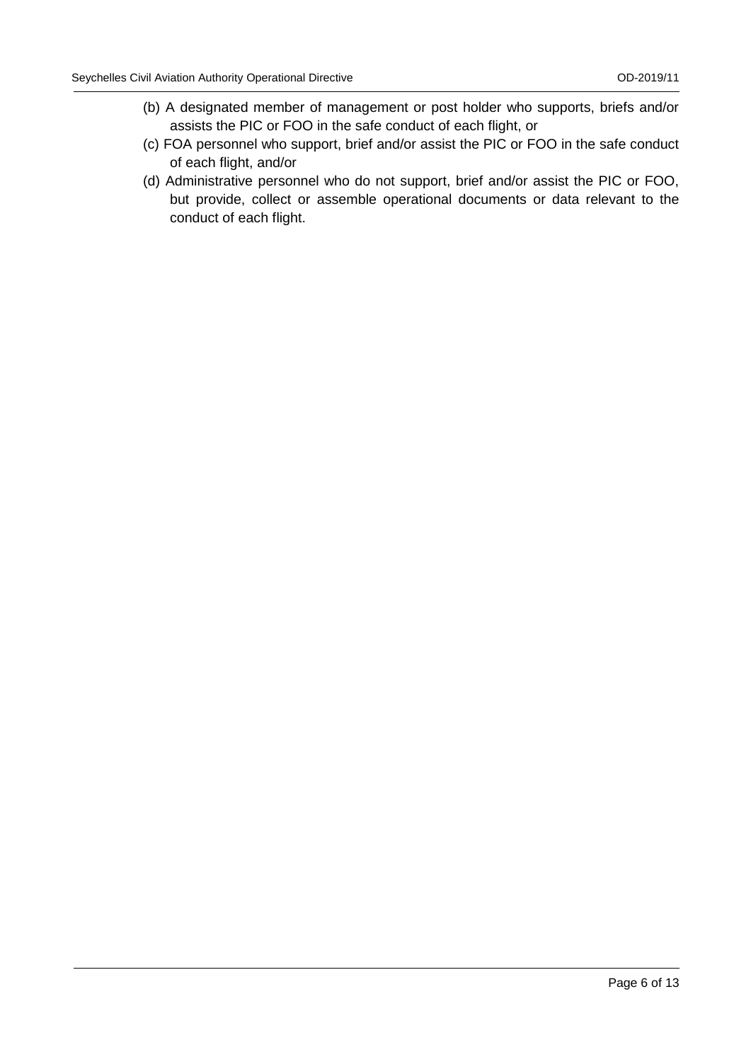(b) A designated member of management or post holder who supports, briefs and/or assists the PIC or FOO in the safe conduct of each flight, or

(c) FOA personnel who support, brief and/or assist the PIC or FOO in the safe conduct of each flight, and/or

(d) Administrative personnel who do not support, brief and/or assist the PIC or FOO, but provide, collect or assemble operational documents or data relevant to the conduct of each flight.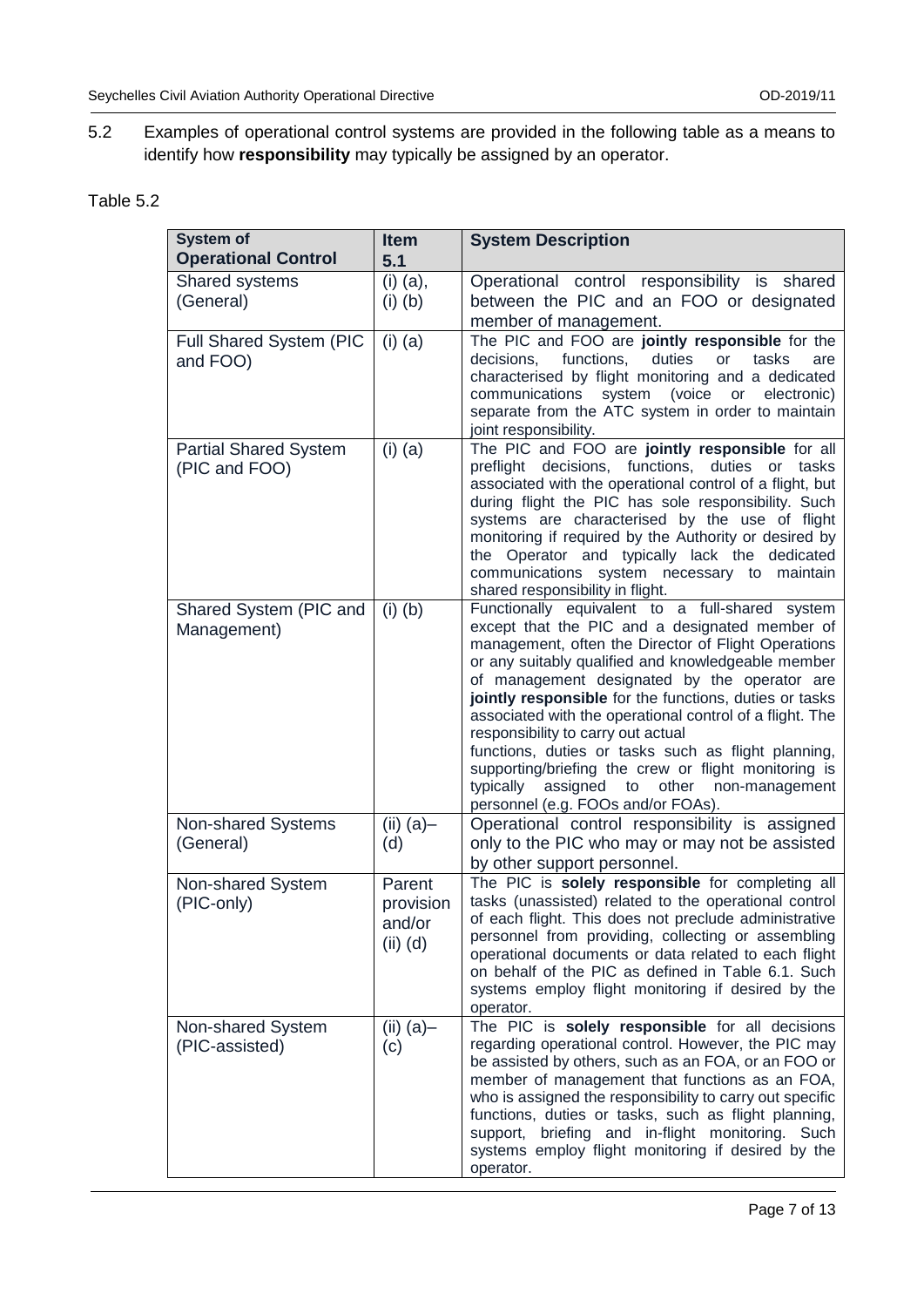5.2 Examples of operational control systems are provided in the following table as a means to identify how **responsibility** may typically be assigned by an operator.

Table 5.2

| System of Operational Control | Item 5.1 | System Description |
|---|---|---|
| Shared systems (General) | (i) (a), (i) (b) | Operational control responsibility is shared between the PIC and an FOO or designated member of management. |
| Full Shared System (PIC and FOO) | (i) (a) | The PIC and FOO are **jointly responsible** for the decisions, functions, duties or tasks are characterised by flight monitoring and a dedicated communications system (voice or electronic) separate from the ATC system in order to maintain joint responsibility. |
| Partial Shared System (PIC and FOO) | (i) (a) | The PIC and FOO are **jointly responsible** for all preflight decisions, functions, duties or tasks associated with the operational control of a flight, but during flight the PIC has sole responsibility. Such systems are characterised by the use of flight monitoring if required by the Authority or desired by the Operator and typically lack the dedicated communications system necessary to maintain shared responsibility in flight. |
| Shared System (PIC and Management) | (i) (b) | Functionally equivalent to a full-shared system except that the PIC and a designated member of management, often the Director of Flight Operations or any suitably qualified and knowledgeable member of management designated by the operator are **jointly responsible** for the functions, duties or tasks associated with the operational control of a flight. The responsibility to carry out actual functions, duties or tasks such as flight planning, supporting/briefing the crew or flight monitoring is typically assigned to other non-management personnel (e.g. FOOs and/or FOAs). |
| Non-shared Systems (General) | (ii) (a)–(d) | Operational control responsibility is assigned only to the PIC who may or may not be assisted by other support personnel. |
| Non-shared System (PIC-only) | Parent provision and/or (ii) (d) | The PIC is **solely responsible** for completing all tasks (unassisted) related to the operational control of each flight. This does not preclude administrative personnel from providing, collecting or assembling operational documents or data related to each flight on behalf of the PIC as defined in Table 6.1. Such systems employ flight monitoring if desired by the operator. |
| Non-shared System (PIC-assisted) | (ii) (a)–(c) | The PIC is **solely responsible** for all decisions regarding operational control. However, the PIC may be assisted by others, such as an FOA, or an FOO or member of management that functions as an FOA, who is assigned the responsibility to carry out specific functions, duties or tasks, such as flight planning, support, briefing and in-flight monitoring. Such systems employ flight monitoring if desired by the operator. |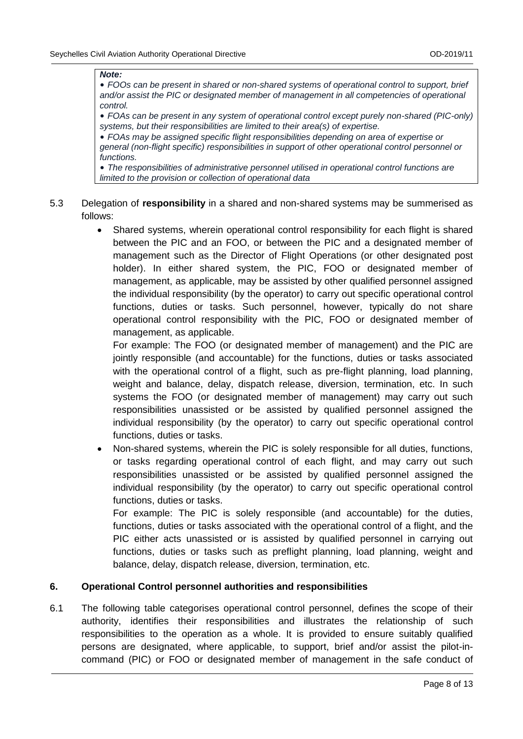***Note:***

*• FOOs can be present in shared or non-shared systems of operational control to support, brief and/or assist the PIC or designated member of management in all competencies of operational control.*

*• FOAs can be present in any system of operational control except purely non-shared (PIC-only) systems, but their responsibilities are limited to their area(s) of expertise.*

*• FOAs may be assigned specific flight responsibilities depending on area of expertise or general (non-flight specific) responsibilities in support of other operational control personnel or functions.*

*• The responsibilities of administrative personnel utilised in operational control functions are limited to the provision or collection of operational data*

5.3 Delegation of **responsibility** in a shared and non-shared systems may be summerised as follows:

- Shared systems, wherein operational control responsibility for each flight is shared between the PIC and an FOO, or between the PIC and a designated member of management such as the Director of Flight Operations (or other designated post holder). In either shared system, the PIC, FOO or designated member of management, as applicable, may be assisted by other qualified personnel assigned the individual responsibility (by the operator) to carry out specific operational control functions, duties or tasks. Such personnel, however, typically do not share operational control responsibility with the PIC, FOO or designated member of management, as applicable.

  For example: The FOO (or designated member of management) and the PIC are jointly responsible (and accountable) for the functions, duties or tasks associated with the operational control of a flight, such as pre-flight planning, load planning, weight and balance, delay, dispatch release, diversion, termination, etc. In such systems the FOO (or designated member of management) may carry out such responsibilities unassisted or be assisted by qualified personnel assigned the individual responsibility (by the operator) to carry out specific operational control functions, duties or tasks.

- Non-shared systems, wherein the PIC is solely responsible for all duties, functions, or tasks regarding operational control of each flight, and may carry out such responsibilities unassisted or be assisted by qualified personnel assigned the individual responsibility (by the operator) to carry out specific operational control functions, duties or tasks.

  For example: The PIC is solely responsible (and accountable) for the duties, functions, duties or tasks associated with the operational control of a flight, and the PIC either acts unassisted or is assisted by qualified personnel in carrying out functions, duties or tasks such as preflight planning, load planning, weight and balance, delay, dispatch release, diversion, termination, etc.

## 6. Operational Control personnel authorities and responsibilities

6.1 The following table categorises operational control personnel, defines the scope of their authority, identifies their responsibilities and illustrates the relationship of such responsibilities to the operation as a whole. It is provided to ensure suitably qualified persons are designated, where applicable, to support, brief and/or assist the pilot-in-command (PIC) or FOO or designated member of management in the safe conduct of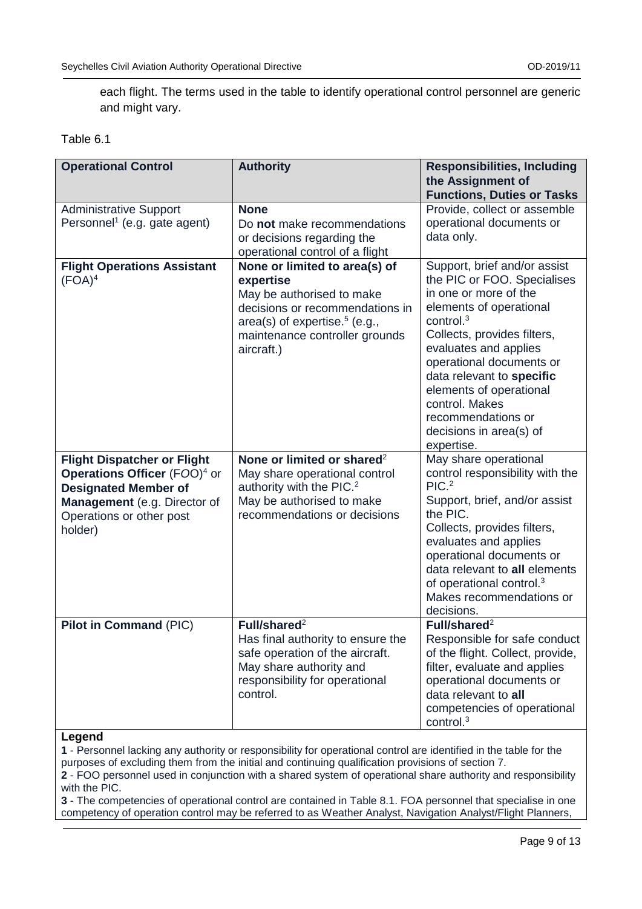each flight. The terms used in the table to identify operational control personnel are generic and might vary.

Table 6.1

| **Operational Control** | **Authority** | **Responsibilities, Including the Assignment of Functions, Duties or Tasks** |
|---|---|---|
| Administrative Support Personnel[1] (e.g. gate agent) | **None**<br>Do **not** make recommendations or decisions regarding the operational control of a flight | Provide, collect or assemble operational documents or data only. |
| **Flight Operations Assistant** (FOA)[4] | **None or limited to area(s) of expertise**<br>May be authorised to make decisions or recommendations in area(s) of expertise.[5] (e.g., maintenance controller grounds aircraft.) | Support, brief and/or assist the PIC or FOO. Specialises in one or more of the elements of operational control.[3]<br>Collects, provides filters, evaluates and applies operational documents or data relevant to **specific** elements of operational control. Makes recommendations or decisions in area(s) of expertise. |
| **Flight Dispatcher or Flight Operations Officer** (FOO)[4] or **Designated Member of Management** (e.g. Director of Operations or other post holder) | **None or limited or shared**[2]<br>May share operational control authority with the PIC.[2]<br>May be authorised to make recommendations or decisions | May share operational control responsibility with the PIC.[2]<br>Support, brief, and/or assist the PIC.<br>Collects, provides filters, evaluates and applies operational documents or data relevant to **all** elements of operational control.[3]<br>Makes recommendations or decisions. |
| **Pilot in Command** (PIC) | **Full/shared**[2]<br>Has final authority to ensure the safe operation of the aircraft. May share authority and responsibility for operational control. | **Full/shared**[2]<br>Responsible for safe conduct of the flight. Collect, provide, filter, evaluate and applies operational documents or data relevant to **all** competencies of operational control.[3] |

**Legend**

**1** - Personnel lacking any authority or responsibility for operational control are identified in the table for the purposes of excluding them from the initial and continuing qualification provisions of section 7.

**2** - FOO personnel used in conjunction with a shared system of operational share authority and responsibility with the PIC.

**3** - The competencies of operational control are contained in Table 8.1. FOA personnel that specialise in one competency of operation control may be referred to as Weather Analyst, Navigation Analyst/Flight Planners,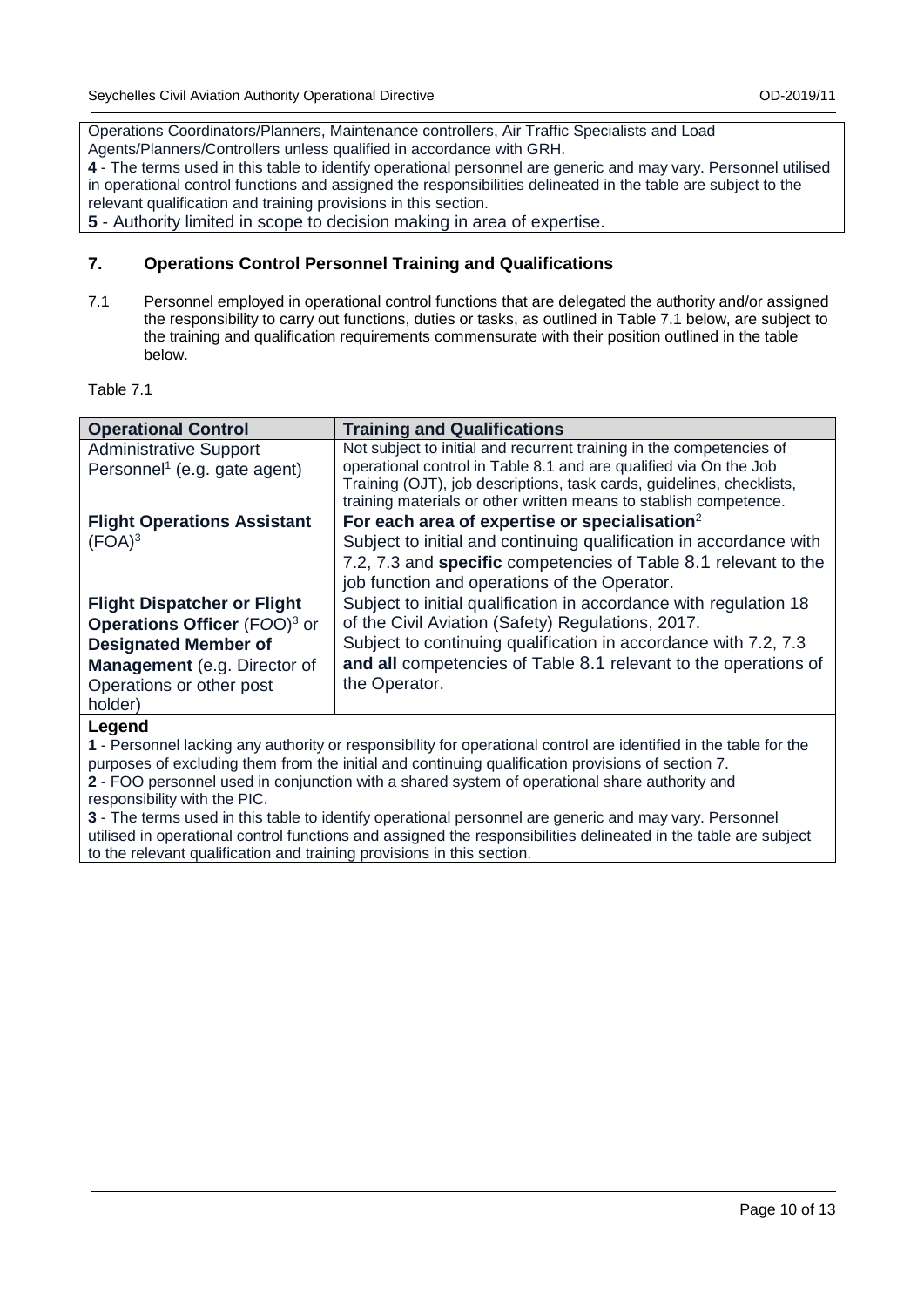Operations Coordinators/Planners, Maintenance controllers, Air Traffic Specialists and Load Agents/Planners/Controllers unless qualified in accordance with GRH.

**4** - The terms used in this table to identify operational personnel are generic and may vary. Personnel utilised in operational control functions and assigned the responsibilities delineated in the table are subject to the relevant qualification and training provisions in this section.

**5** - Authority limited in scope to decision making in area of expertise.

## 7. Operations Control Personnel Training and Qualifications

7.1 Personnel employed in operational control functions that are delegated the authority and/or assigned the responsibility to carry out functions, duties or tasks, as outlined in Table 7.1 below, are subject to the training and qualification requirements commensurate with their position outlined in the table below.

Table 7.1

| **Operational Control** | **Training and Qualifications** |
| --- | --- |
| Administrative Support Personnel[1] (e.g. gate agent) | Not subject to initial and recurrent training in the competencies of operational control in Table 8.1 and are qualified via On the Job Training (OJT), job descriptions, task cards, guidelines, checklists, training materials or other written means to stablish competence. |
| **Flight Operations Assistant** (FOA)[3] | **For each area of expertise or specialisation**[2] Subject to initial and continuing qualification in accordance with 7.2, 7.3 and **specific** competencies of Table 8.1 relevant to the job function and operations of the Operator. |
| **Flight Dispatcher or Flight Operations Officer** (FOO)[3] or **Designated Member of Management** (e.g. Director of Operations or other post holder) | Subject to initial qualification in accordance with regulation 18 of the Civil Aviation (Safety) Regulations, 2017. Subject to continuing qualification in accordance with 7.2, 7.3 **and all** competencies of Table 8.1 relevant to the operations of the Operator. |

**Legend**

**1** - Personnel lacking any authority or responsibility for operational control are identified in the table for the purposes of excluding them from the initial and continuing qualification provisions of section 7.

**2** - FOO personnel used in conjunction with a shared system of operational share authority and responsibility with the PIC.

**3** - The terms used in this table to identify operational personnel are generic and may vary. Personnel utilised in operational control functions and assigned the responsibilities delineated in the table are subject to the relevant qualification and training provisions in this section.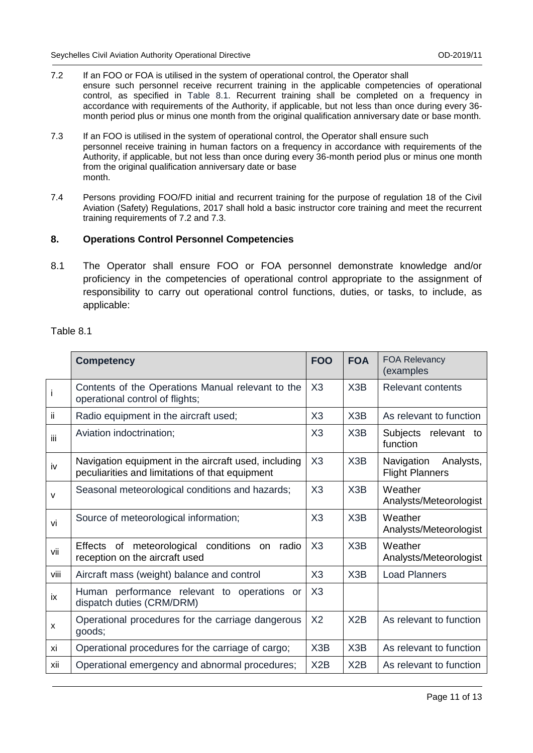7.2 If an FOO or FOA is utilised in the system of operational control, the Operator shall ensure such personnel receive recurrent training in the applicable competencies of operational control, as specified in Table 8.1. Recurrent training shall be completed on a frequency in accordance with requirements of the Authority, if applicable, but not less than once during every 36-month period plus or minus one month from the original qualification anniversary date or base month.

7.3 If an FOO is utilised in the system of operational control, the Operator shall ensure such personnel receive training in human factors on a frequency in accordance with requirements of the Authority, if applicable, but not less than once during every 36-month period plus or minus one month from the original qualification anniversary date or base month.

7.4 Persons providing FOO/FD initial and recurrent training for the purpose of regulation 18 of the Civil Aviation (Safety) Regulations, 2017 shall hold a basic instructor core training and meet the recurrent training requirements of 7.2 and 7.3.

## 8. Operations Control Personnel Competencies

8.1 The Operator shall ensure FOO or FOA personnel demonstrate knowledge and/or proficiency in the competencies of operational control appropriate to the assignment of responsibility to carry out operational control functions, duties, or tasks, to include, as applicable:

Table 8.1

| | **Competency** | **FOO** | **FOA** | FOA Relevancy (examples |
|---|---|---|---|---|
| i | Contents of the Operations Manual relevant to the operational control of flights; | X3 | X3B | Relevant contents |
| ii | Radio equipment in the aircraft used; | X3 | X3B | As relevant to function |
| iii | Aviation indoctrination; | X3 | X3B | Subjects relevant to function |
| iv | Navigation equipment in the aircraft used, including peculiarities and limitations of that equipment | X3 | X3B | Navigation Analysts, Flight Planners |
| v | Seasonal meteorological conditions and hazards; | X3 | X3B | Weather Analysts/Meteorologist |
| vi | Source of meteorological information; | X3 | X3B | Weather Analysts/Meteorologist |
| vii | Effects of meteorological conditions on radio reception on the aircraft used | X3 | X3B | Weather Analysts/Meteorologist |
| viii | Aircraft mass (weight) balance and control | X3 | X3B | Load Planners |
| ix | Human performance relevant to operations or dispatch duties (CRM/DRM) | X3 | | |
| x | Operational procedures for the carriage dangerous goods; | X2 | X2B | As relevant to function |
| xi | Operational procedures for the carriage of cargo; | X3B | X3B | As relevant to function |
| xii | Operational emergency and abnormal procedures; | X2B | X2B | As relevant to function |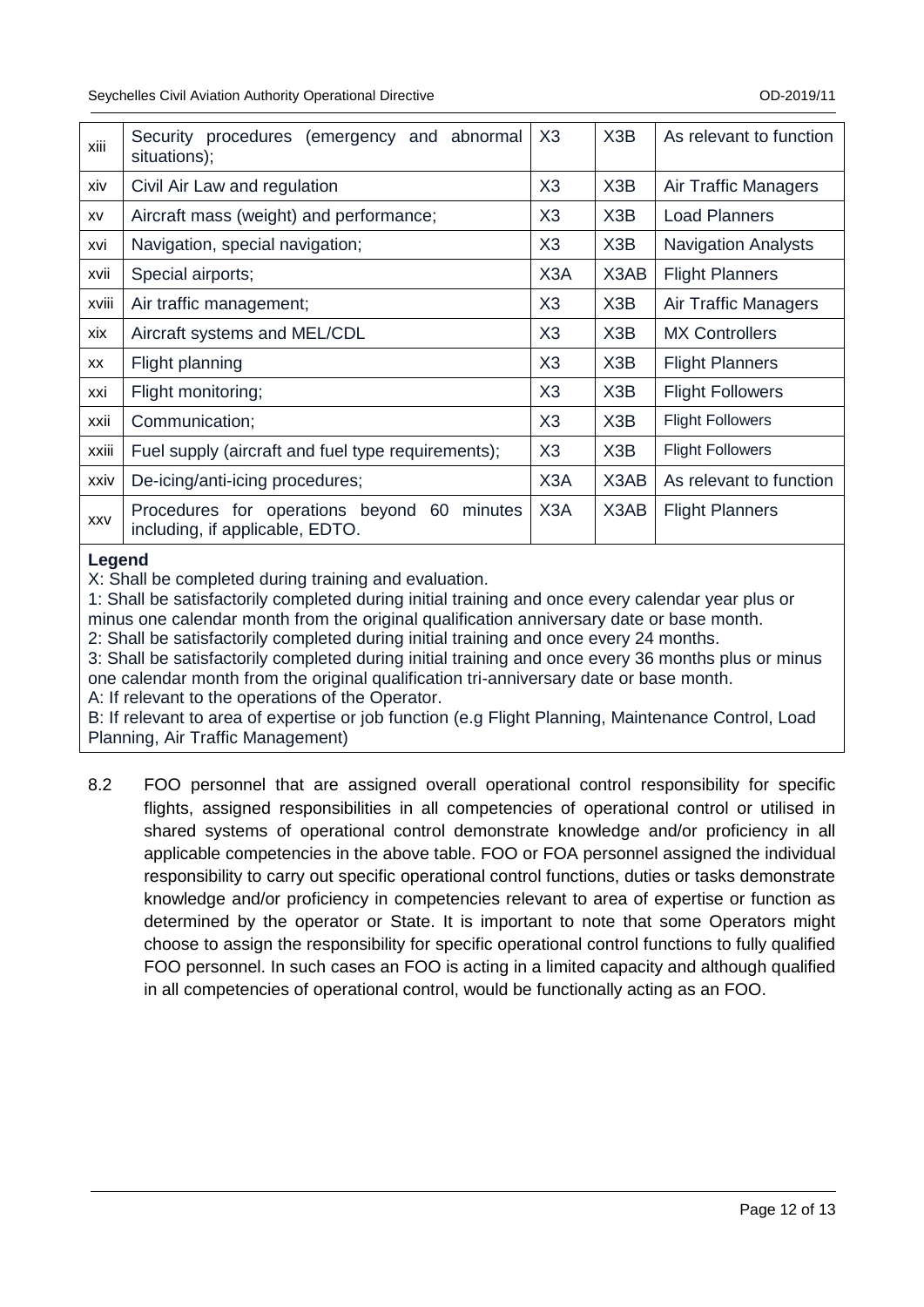| xiii | Security procedures (emergency and abnormal situations); | X3 | X3B | As relevant to function |
|---|---|---|---|---|
| xiv | Civil Air Law and regulation | X3 | X3B | Air Traffic Managers |
| xv | Aircraft mass (weight) and performance; | X3 | X3B | Load Planners |
| xvi | Navigation, special navigation; | X3 | X3B | Navigation Analysts |
| xvii | Special airports; | X3A | X3AB | Flight Planners |
| xviii | Air traffic management; | X3 | X3B | Air Traffic Managers |
| xix | Aircraft systems and MEL/CDL | X3 | X3B | MX Controllers |
| xx | Flight planning | X3 | X3B | Flight Planners |
| xxi | Flight monitoring; | X3 | X3B | Flight Followers |
| xxii | Communication; | X3 | X3B | Flight Followers |
| xxiii | Fuel supply (aircraft and fuel type requirements); | X3 | X3B | Flight Followers |
| xxiv | De-icing/anti-icing procedures; | X3A | X3AB | As relevant to function |
| xxv | Procedures for operations beyond 60 minutes including, if applicable, EDTO. | X3A | X3AB | Flight Planners |

**Legend**

X: Shall be completed during training and evaluation.

1: Shall be satisfactorily completed during initial training and once every calendar year plus or minus one calendar month from the original qualification anniversary date or base month.

2: Shall be satisfactorily completed during initial training and once every 24 months.

3: Shall be satisfactorily completed during initial training and once every 36 months plus or minus one calendar month from the original qualification tri-anniversary date or base month.

A: If relevant to the operations of the Operator.

B: If relevant to area of expertise or job function (e.g Flight Planning, Maintenance Control, Load Planning, Air Traffic Management)

8.2 FOO personnel that are assigned overall operational control responsibility for specific flights, assigned responsibilities in all competencies of operational control or utilised in shared systems of operational control demonstrate knowledge and/or proficiency in all applicable competencies in the above table. FOO or FOA personnel assigned the individual responsibility to carry out specific operational control functions, duties or tasks demonstrate knowledge and/or proficiency in competencies relevant to area of expertise or function as determined by the operator or State. It is important to note that some Operators might choose to assign the responsibility for specific operational control functions to fully qualified FOO personnel. In such cases an FOO is acting in a limited capacity and although qualified in all competencies of operational control, would be functionally acting as an FOO.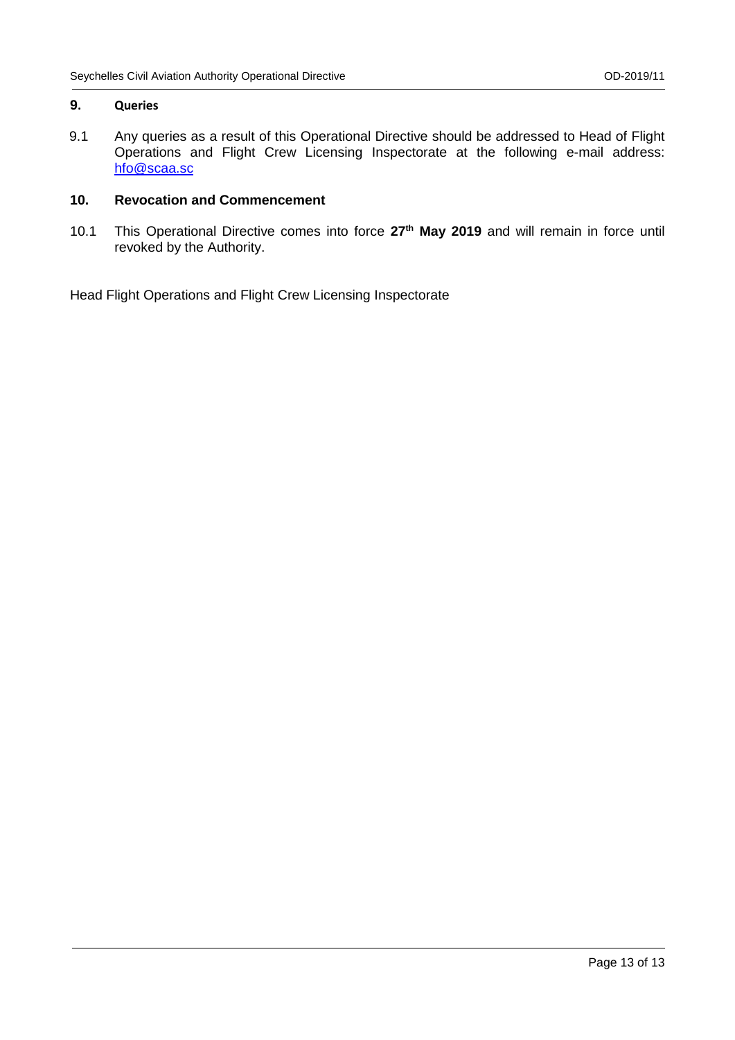## 9. Queries

9.1 Any queries as a result of this Operational Directive should be addressed to Head of Flight Operations and Flight Crew Licensing Inspectorate at the following e-mail address: hfo@scaa.sc

## 10. Revocation and Commencement

10.1 This Operational Directive comes into force **27th May 2019** and will remain in force until revoked by the Authority.

Head Flight Operations and Flight Crew Licensing Inspectorate